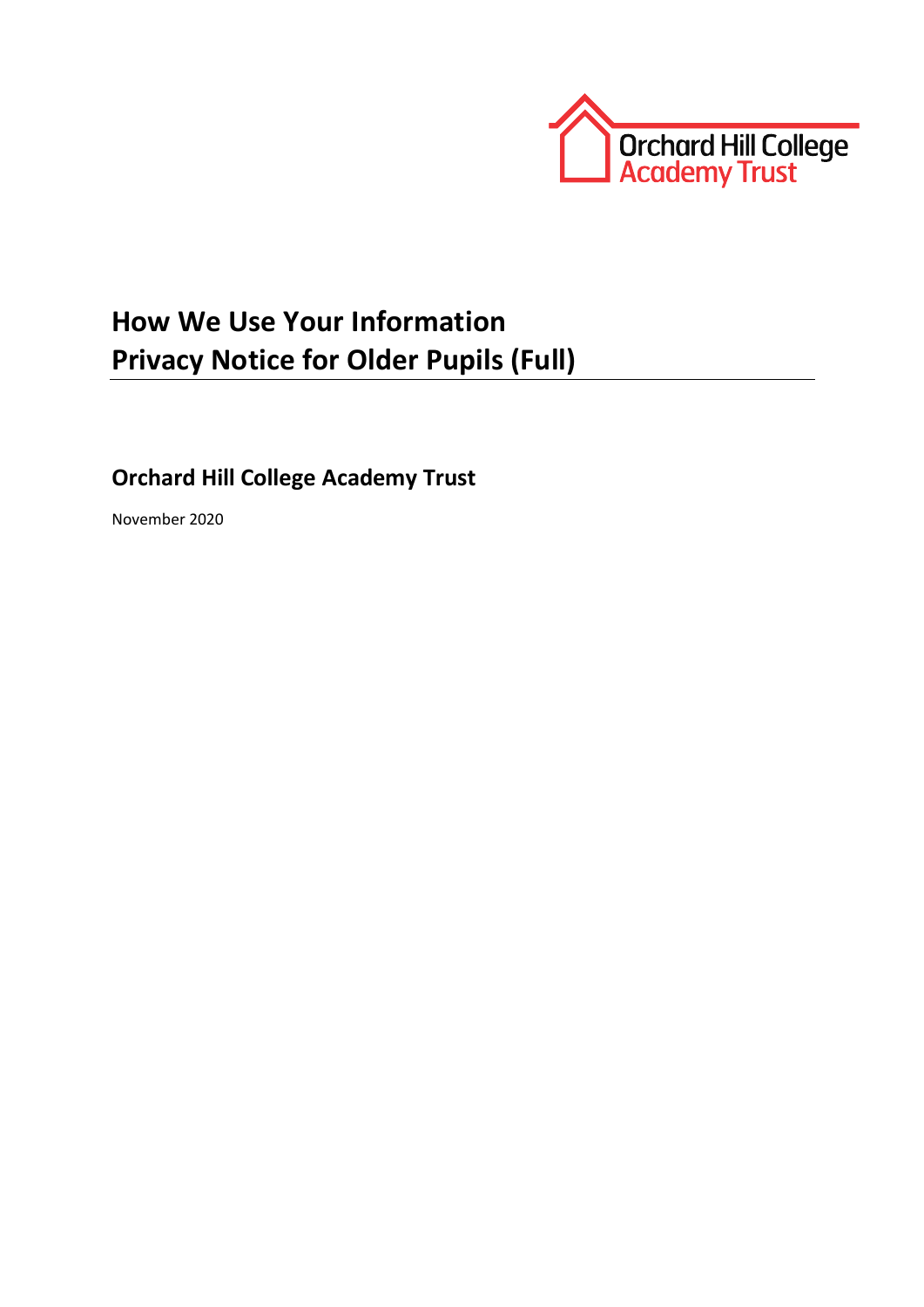Orchard Hill College
Academy Trust

# How We Use Your Information
# Privacy Notice for Older Pupils (Full)

## Orchard Hill College Academy Trust

November 2020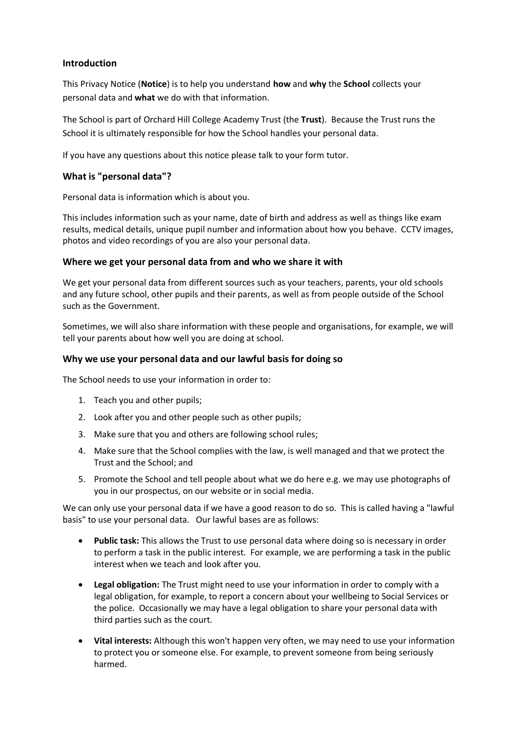### Introduction

This Privacy Notice (**Notice**) is to help you understand **how** and **why** the **School** collects your personal data and **what** we do with that information.

The School is part of Orchard Hill College Academy Trust (the **Trust**). Because the Trust runs the School it is ultimately responsible for how the School handles your personal data.

If you have any questions about this notice please talk to your form tutor.

### What is "personal data"?

Personal data is information which is about you.

This includes information such as your name, date of birth and address as well as things like exam results, medical details, unique pupil number and information about how you behave. CCTV images, photos and video recordings of you are also your personal data.

### Where we get your personal data from and who we share it with

We get your personal data from different sources such as your teachers, parents, your old schools and any future school, other pupils and their parents, as well as from people outside of the School such as the Government.

Sometimes, we will also share information with these people and organisations, for example, we will tell your parents about how well you are doing at school.

### Why we use your personal data and our lawful basis for doing so

The School needs to use your information in order to:

1. Teach you and other pupils;
2. Look after you and other people such as other pupils;
3. Make sure that you and others are following school rules;
4. Make sure that the School complies with the law, is well managed and that we protect the Trust and the School; and
5. Promote the School and tell people about what we do here e.g. we may use photographs of you in our prospectus, on our website or in social media.

We can only use your personal data if we have a good reason to do so. This is called having a "lawful basis" to use your personal data. Our lawful bases are as follows:

- **Public task:** This allows the Trust to use personal data where doing so is necessary in order to perform a task in the public interest. For example, we are performing a task in the public interest when we teach and look after you.
- **Legal obligation:** The Trust might need to use your information in order to comply with a legal obligation, for example, to report a concern about your wellbeing to Social Services or the police. Occasionally we may have a legal obligation to share your personal data with third parties such as the court.
- **Vital interests:** Although this won't happen very often, we may need to use your information to protect you or someone else. For example, to prevent someone from being seriously harmed.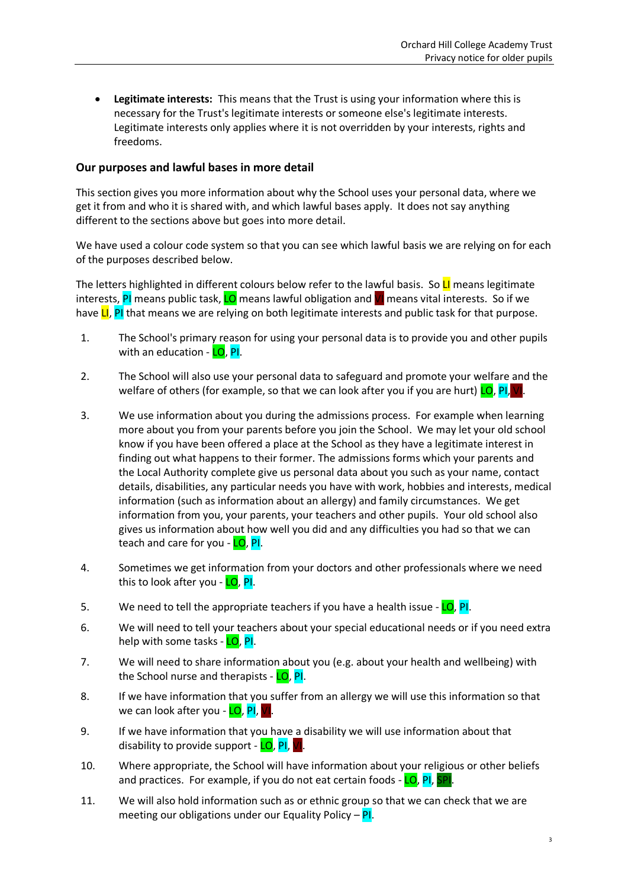- **Legitimate interests:** This means that the Trust is using your information where this is necessary for the Trust's legitimate interests or someone else's legitimate interests. Legitimate interests only applies where it is not overridden by your interests, rights and freedoms.

### Our purposes and lawful bases in more detail

This section gives you more information about why the School uses your personal data, where we get it from and who it is shared with, and which lawful bases apply. It does not say anything different to the sections above but goes into more detail.

We have used a colour code system so that you can see which lawful basis we are relying on for each of the purposes described below.

The letters highlighted in different colours below refer to the lawful basis. So LI means legitimate interests, PI means public task, LO means lawful obligation and VI means vital interests. So if we have LI, PI that means we are relying on both legitimate interests and public task for that purpose.

1. The School's primary reason for using your personal data is to provide you and other pupils with an education - LO, PI.

2. The School will also use your personal data to safeguard and promote your welfare and the welfare of others (for example, so that we can look after you if you are hurt) LO, PI, VI.

3. We use information about you during the admissions process. For example when learning more about you from your parents before you join the School. We may let your old school know if you have been offered a place at the School as they have a legitimate interest in finding out what happens to their former. The admissions forms which your parents and the Local Authority complete give us personal data about you such as your name, contact details, disabilities, any particular needs you have with work, hobbies and interests, medical information (such as information about an allergy) and family circumstances. We get information from you, your parents, your teachers and other pupils. Your old school also gives us information about how well you did and any difficulties you had so that we can teach and care for you - LO, PI.

4. Sometimes we get information from your doctors and other professionals where we need this to look after you - LO, PI.

5. We need to tell the appropriate teachers if you have a health issue - LO, PI.

6. We will need to tell your teachers about your special educational needs or if you need extra help with some tasks - LO, PI.

7. We will need to share information about you (e.g. about your health and wellbeing) with the School nurse and therapists - LO, PI.

8. If we have information that you suffer from an allergy we will use this information so that we can look after you - LO, PI, VI.

9. If we have information that you have a disability we will use information about that disability to provide support - LO, PI, VI.

10. Where appropriate, the School will have information about your religious or other beliefs and practices. For example, if you do not eat certain foods - LO, PI, SPI.

11. We will also hold information such as or ethnic group so that we can check that we are meeting our obligations under our Equality Policy – PI.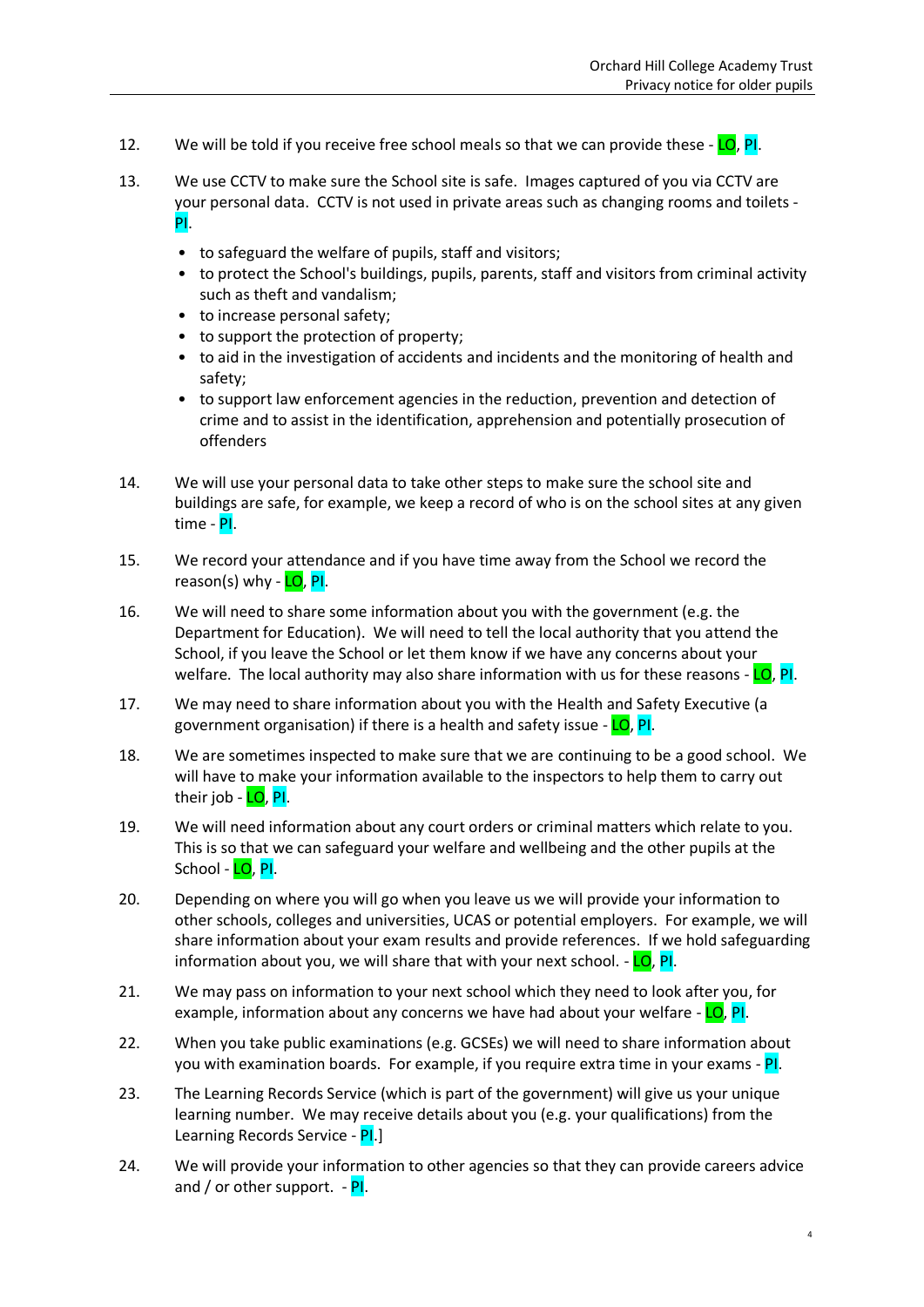12. We will be told if you receive free school meals so that we can provide these - LO, PI.

13. We use CCTV to make sure the School site is safe. Images captured of you via CCTV are your personal data. CCTV is not used in private areas such as changing rooms and toilets - PI.

    - to safeguard the welfare of pupils, staff and visitors;
    - to protect the School's buildings, pupils, parents, staff and visitors from criminal activity such as theft and vandalism;
    - to increase personal safety;
    - to support the protection of property;
    - to aid in the investigation of accidents and incidents and the monitoring of health and safety;
    - to support law enforcement agencies in the reduction, prevention and detection of crime and to assist in the identification, apprehension and potentially prosecution of offenders

14. We will use your personal data to take other steps to make sure the school site and buildings are safe, for example, we keep a record of who is on the school sites at any given time - PI.

15. We record your attendance and if you have time away from the School we record the reason(s) why - LO, PI.

16. We will need to share some information about you with the government (e.g. the Department for Education). We will need to tell the local authority that you attend the School, if you leave the School or let them know if we have any concerns about your welfare. The local authority may also share information with us for these reasons - LO, PI.

17. We may need to share information about you with the Health and Safety Executive (a government organisation) if there is a health and safety issue - LO, PI.

18. We are sometimes inspected to make sure that we are continuing to be a good school. We will have to make your information available to the inspectors to help them to carry out their job - LO, PI.

19. We will need information about any court orders or criminal matters which relate to you. This is so that we can safeguard your welfare and wellbeing and the other pupils at the School - LO, PI.

20. Depending on where you will go when you leave us we will provide your information to other schools, colleges and universities, UCAS or potential employers. For example, we will share information about your exam results and provide references. If we hold safeguarding information about you, we will share that with your next school. - LO, PI.

21. We may pass on information to your next school which they need to look after you, for example, information about any concerns we have had about your welfare - LO, PI.

22. When you take public examinations (e.g. GCSEs) we will need to share information about you with examination boards. For example, if you require extra time in your exams - PI.

23. The Learning Records Service (which is part of the government) will give us your unique learning number. We may receive details about you (e.g. your qualifications) from the Learning Records Service - PI.]

24. We will provide your information to other agencies so that they can provide careers advice and / or other support. - PI.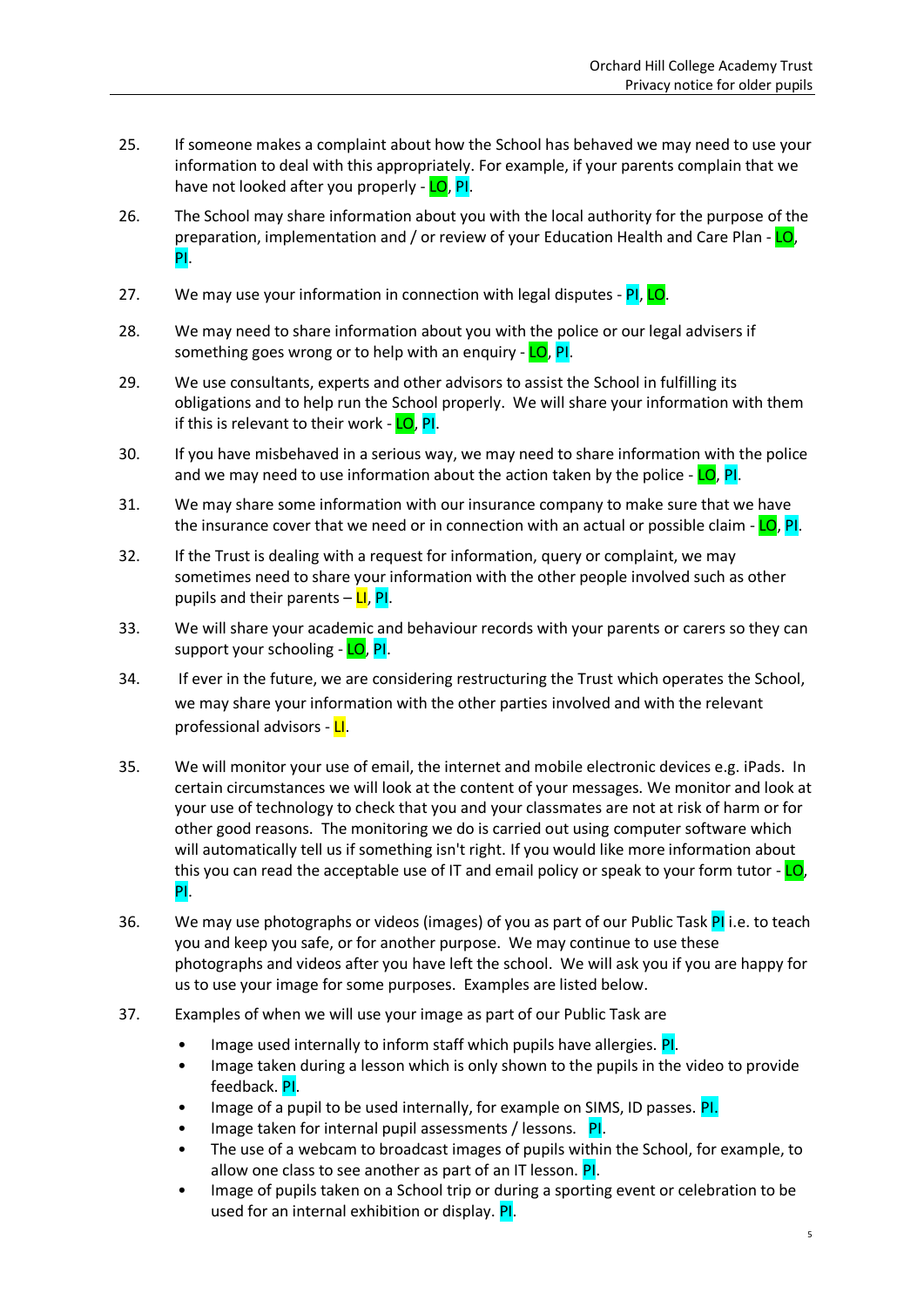25. If someone makes a complaint about how the School has behaved we may need to use your information to deal with this appropriately. For example, if your parents complain that we have not looked after you properly - LO, PI.

26. The School may share information about you with the local authority for the purpose of the preparation, implementation and / or review of your Education Health and Care Plan - LO, PI.

27. We may use your information in connection with legal disputes - PI, LO.

28. We may need to share information about you with the police or our legal advisers if something goes wrong or to help with an enquiry - LO, PI.

29. We use consultants, experts and other advisors to assist the School in fulfilling its obligations and to help run the School properly. We will share your information with them if this is relevant to their work - LO, PI.

30. If you have misbehaved in a serious way, we may need to share information with the police and we may need to use information about the action taken by the police - LO, PI.

31. We may share some information with our insurance company to make sure that we have the insurance cover that we need or in connection with an actual or possible claim - LO, PI.

32. If the Trust is dealing with a request for information, query or complaint, we may sometimes need to share your information with the other people involved such as other pupils and their parents – LI, PI.

33. We will share your academic and behaviour records with your parents or carers so they can support your schooling - LO, PI.

34. If ever in the future, we are considering restructuring the Trust which operates the School, we may share your information with the other parties involved and with the relevant professional advisors - LI.

35. We will monitor your use of email, the internet and mobile electronic devices e.g. iPads. In certain circumstances we will look at the content of your messages. We monitor and look at your use of technology to check that you and your classmates are not at risk of harm or for other good reasons. The monitoring we do is carried out using computer software which will automatically tell us if something isn't right. If you would like more information about this you can read the acceptable use of IT and email policy or speak to your form tutor - LO, PI.

36. We may use photographs or videos (images) of you as part of our Public Task PI i.e. to teach you and keep you safe, or for another purpose. We may continue to use these photographs and videos after you have left the school. We will ask you if you are happy for us to use your image for some purposes. Examples are listed below.

37. Examples of when we will use your image as part of our Public Task are

    - Image used internally to inform staff which pupils have allergies. PI.
    - Image taken during a lesson which is only shown to the pupils in the video to provide feedback. PI.
    - Image of a pupil to be used internally, for example on SIMS, ID passes. PI.
    - Image taken for internal pupil assessments / lessons. PI.
    - The use of a webcam to broadcast images of pupils within the School, for example, to allow one class to see another as part of an IT lesson. PI.
    - Image of pupils taken on a School trip or during a sporting event or celebration to be used for an internal exhibition or display. PI.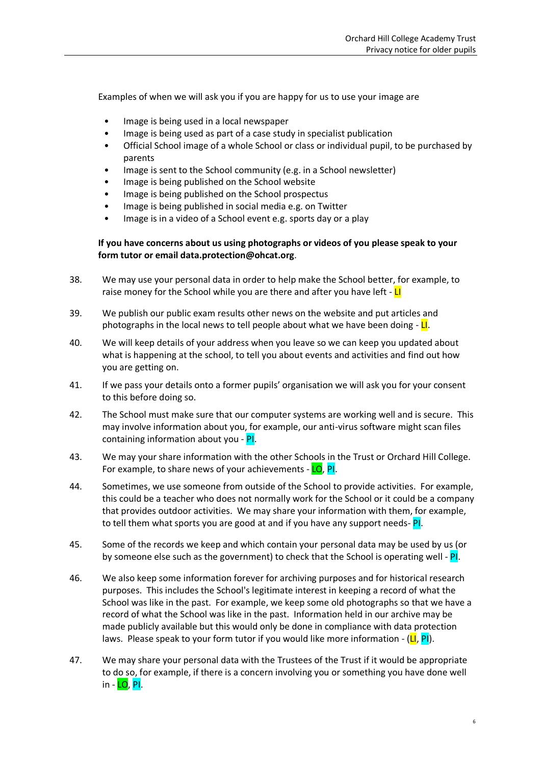Examples of when we will ask you if you are happy for us to use your image are

- Image is being used in a local newspaper
- Image is being used as part of a case study in specialist publication
- Official School image of a whole School or class or individual pupil, to be purchased by parents
- Image is sent to the School community (e.g. in a School newsletter)
- Image is being published on the School website
- Image is being published on the School prospectus
- Image is being published in social media e.g. on Twitter
- Image is in a video of a School event e.g. sports day or a play

**If you have concerns about us using photographs or videos of you please speak to your form tutor or email data.protection@ohcat.org**.

38. We may use your personal data in order to help make the School better, for example, to raise money for the School while you are there and after you have left - LI

39. We publish our public exam results other news on the website and put articles and photographs in the local news to tell people about what we have been doing - LI.

40. We will keep details of your address when you leave so we can keep you updated about what is happening at the school, to tell you about events and activities and find out how you are getting on.

41. If we pass your details onto a former pupils' organisation we will ask you for your consent to this before doing so.

42. The School must make sure that our computer systems are working well and is secure. This may involve information about you, for example, our anti-virus software might scan files containing information about you - PI.

43. We may your share information with the other Schools in the Trust or Orchard Hill College. For example, to share news of your achievements - LO, PI.

44. Sometimes, we use someone from outside of the School to provide activities. For example, this could be a teacher who does not normally work for the School or it could be a company that provides outdoor activities. We may share your information with them, for example, to tell them what sports you are good at and if you have any support needs- PI.

45. Some of the records we keep and which contain your personal data may be used by us (or by someone else such as the government) to check that the School is operating well - PI.

46. We also keep some information forever for archiving purposes and for historical research purposes. This includes the School's legitimate interest in keeping a record of what the School was like in the past. For example, we keep some old photographs so that we have a record of what the School was like in the past. Information held in our archive may be made publicly available but this would only be done in compliance with data protection laws. Please speak to your form tutor if you would like more information - (LI, PI).

47. We may share your personal data with the Trustees of the Trust if it would be appropriate to do so, for example, if there is a concern involving you or something you have done well in - LO, PI.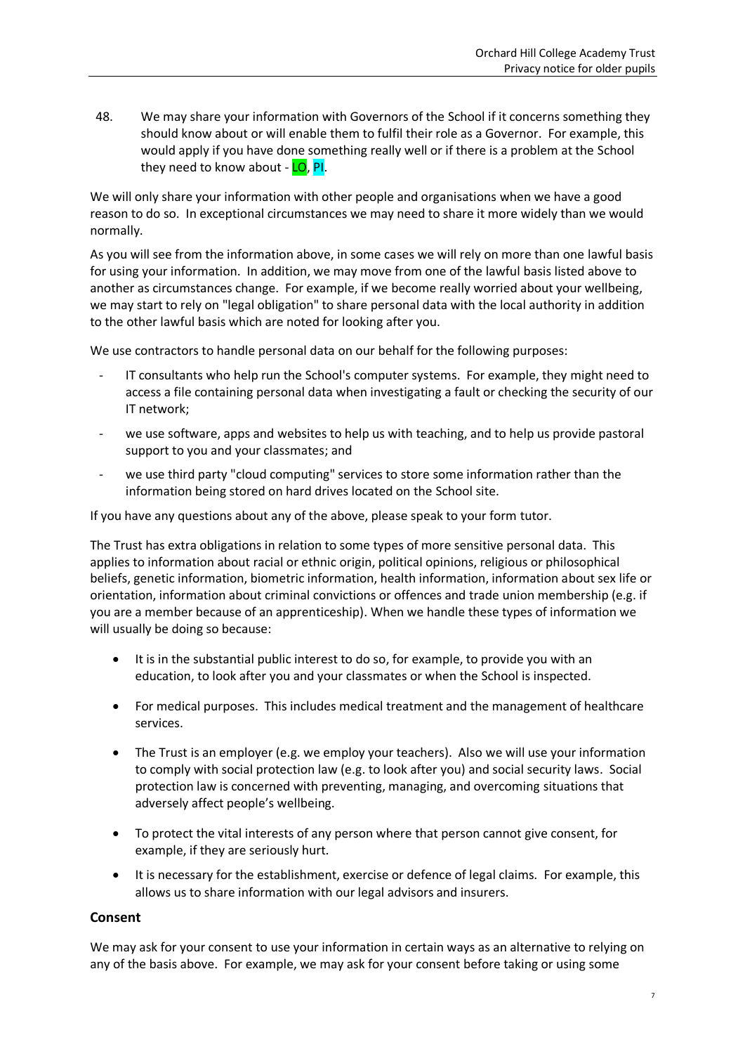48. We may share your information with Governors of the School if it concerns something they should know about or will enable them to fulfil their role as a Governor. For example, this would apply if you have done something really well or if there is a problem at the School they need to know about - LO, PI.

We will only share your information with other people and organisations when we have a good reason to do so. In exceptional circumstances we may need to share it more widely than we would normally.

As you will see from the information above, in some cases we will rely on more than one lawful basis for using your information. In addition, we may move from one of the lawful basis listed above to another as circumstances change. For example, if we become really worried about your wellbeing, we may start to rely on "legal obligation" to share personal data with the local authority in addition to the other lawful basis which are noted for looking after you.

We use contractors to handle personal data on our behalf for the following purposes:

- IT consultants who help run the School's computer systems. For example, they might need to access a file containing personal data when investigating a fault or checking the security of our IT network;
- we use software, apps and websites to help us with teaching, and to help us provide pastoral support to you and your classmates; and
- we use third party "cloud computing" services to store some information rather than the information being stored on hard drives located on the School site.

If you have any questions about any of the above, please speak to your form tutor.

The Trust has extra obligations in relation to some types of more sensitive personal data. This applies to information about racial or ethnic origin, political opinions, religious or philosophical beliefs, genetic information, biometric information, health information, information about sex life or orientation, information about criminal convictions or offences and trade union membership (e.g. if you are a member because of an apprenticeship). When we handle these types of information we will usually be doing so because:

- It is in the substantial public interest to do so, for example, to provide you with an education, to look after you and your classmates or when the School is inspected.
- For medical purposes. This includes medical treatment and the management of healthcare services.
- The Trust is an employer (e.g. we employ your teachers). Also we will use your information to comply with social protection law (e.g. to look after you) and social security laws. Social protection law is concerned with preventing, managing, and overcoming situations that adversely affect people's wellbeing.
- To protect the vital interests of any person where that person cannot give consent, for example, if they are seriously hurt.
- It is necessary for the establishment, exercise or defence of legal claims. For example, this allows us to share information with our legal advisors and insurers.

## Consent

We may ask for your consent to use your information in certain ways as an alternative to relying on any of the basis above. For example, we may ask for your consent before taking or using some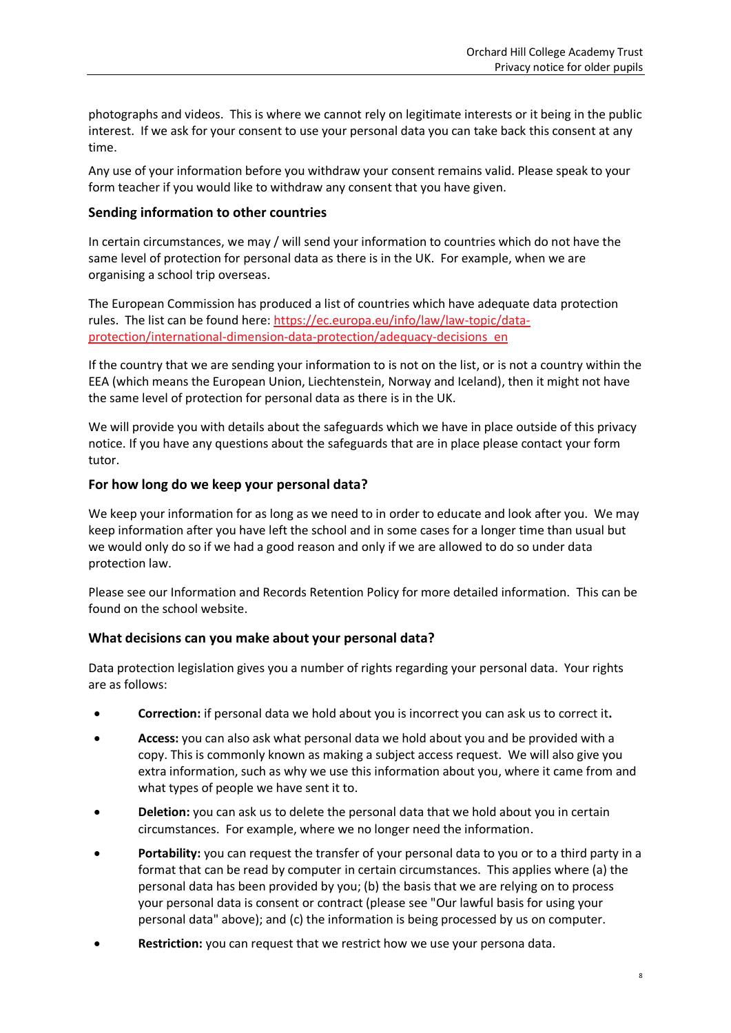photographs and videos. This is where we cannot rely on legitimate interests or it being in the public interest. If we ask for your consent to use your personal data you can take back this consent at any time.

Any use of your information before you withdraw your consent remains valid. Please speak to your form teacher if you would like to withdraw any consent that you have given.

### Sending information to other countries

In certain circumstances, we may / will send your information to countries which do not have the same level of protection for personal data as there is in the UK. For example, when we are organising a school trip overseas.

The European Commission has produced a list of countries which have adequate data protection rules. The list can be found here: https://ec.europa.eu/info/law/law-topic/data-protection/international-dimension-data-protection/adequacy-decisions_en

If the country that we are sending your information to is not on the list, or is not a country within the EEA (which means the European Union, Liechtenstein, Norway and Iceland), then it might not have the same level of protection for personal data as there is in the UK.

We will provide you with details about the safeguards which we have in place outside of this privacy notice. If you have any questions about the safeguards that are in place please contact your form tutor.

### For how long do we keep your personal data?

We keep your information for as long as we need to in order to educate and look after you. We may keep information after you have left the school and in some cases for a longer time than usual but we would only do so if we had a good reason and only if we are allowed to do so under data protection law.

Please see our Information and Records Retention Policy for more detailed information. This can be found on the school website.

### What decisions can you make about your personal data?

Data protection legislation gives you a number of rights regarding your personal data. Your rights are as follows:

- **Correction:** if personal data we hold about you is incorrect you can ask us to correct it**.**
- **Access:** you can also ask what personal data we hold about you and be provided with a copy. This is commonly known as making a subject access request. We will also give you extra information, such as why we use this information about you, where it came from and what types of people we have sent it to.
- **Deletion:** you can ask us to delete the personal data that we hold about you in certain circumstances. For example, where we no longer need the information.
- **Portability:** you can request the transfer of your personal data to you or to a third party in a format that can be read by computer in certain circumstances. This applies where (a) the personal data has been provided by you; (b) the basis that we are relying on to process your personal data is consent or contract (please see "Our lawful basis for using your personal data" above); and (c) the information is being processed by us on computer.
- **Restriction:** you can request that we restrict how we use your persona data.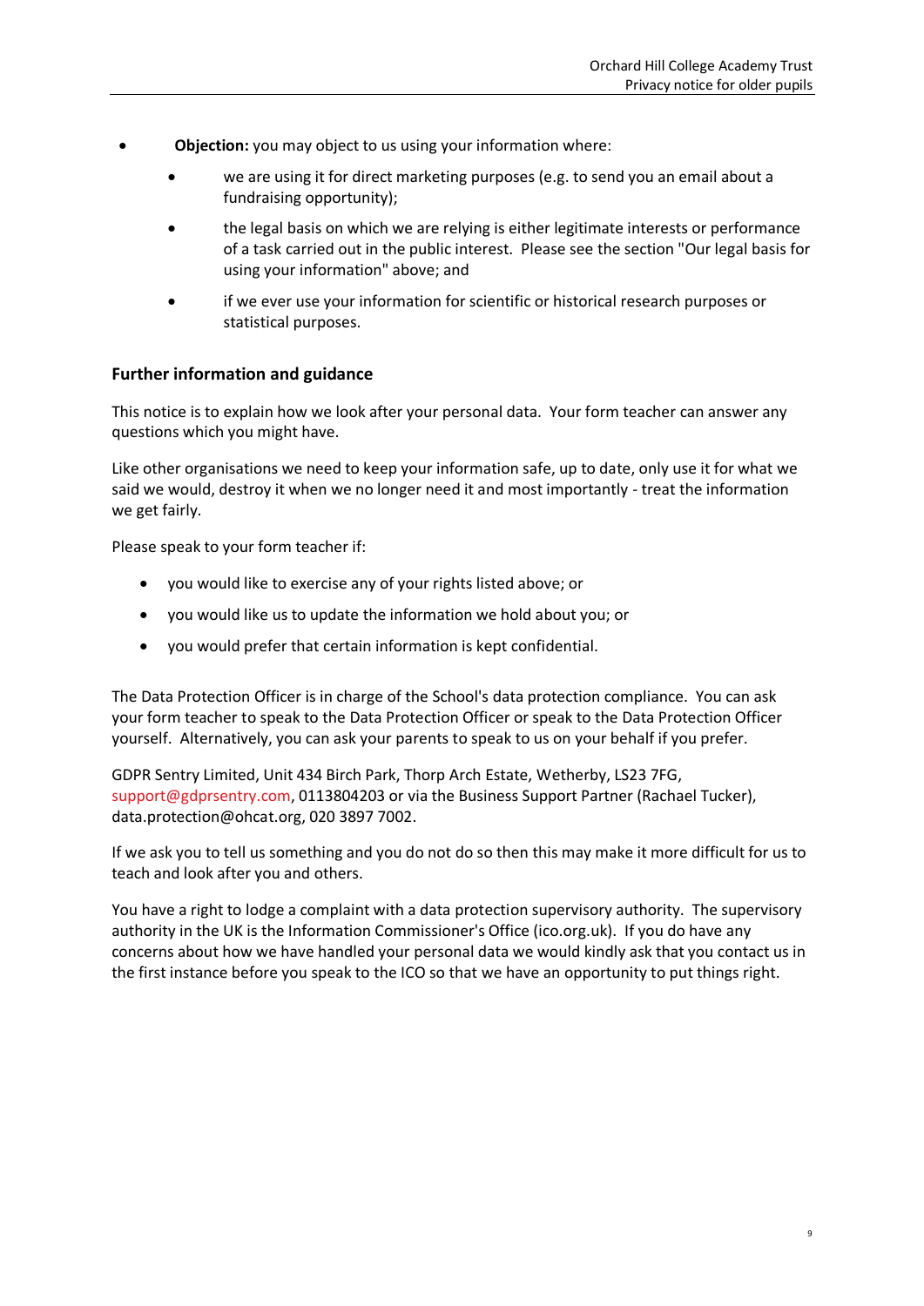- **Objection:** you may object to us using your information where:
    - we are using it for direct marketing purposes (e.g. to send you an email about a fundraising opportunity);
    - the legal basis on which we are relying is either legitimate interests or performance of a task carried out in the public interest. Please see the section "Our legal basis for using your information" above; and
    - if we ever use your information for scientific or historical research purposes or statistical purposes.

## Further information and guidance

This notice is to explain how we look after your personal data. Your form teacher can answer any questions which you might have.

Like other organisations we need to keep your information safe, up to date, only use it for what we said we would, destroy it when we no longer need it and most importantly - treat the information we get fairly.

Please speak to your form teacher if:

- you would like to exercise any of your rights listed above; or
- you would like us to update the information we hold about you; or
- you would prefer that certain information is kept confidential.

The Data Protection Officer is in charge of the School's data protection compliance. You can ask your form teacher to speak to the Data Protection Officer or speak to the Data Protection Officer yourself. Alternatively, you can ask your parents to speak to us on your behalf if you prefer.

GDPR Sentry Limited, Unit 434 Birch Park, Thorp Arch Estate, Wetherby, LS23 7FG, support@gdprsentry.com, 0113804203 or via the Business Support Partner (Rachael Tucker), data.protection@ohcat.org, 020 3897 7002.

If we ask you to tell us something and you do not do so then this may make it more difficult for us to teach and look after you and others.

You have a right to lodge a complaint with a data protection supervisory authority. The supervisory authority in the UK is the Information Commissioner's Office (ico.org.uk). If you do have any concerns about how we have handled your personal data we would kindly ask that you contact us in the first instance before you speak to the ICO so that we have an opportunity to put things right.